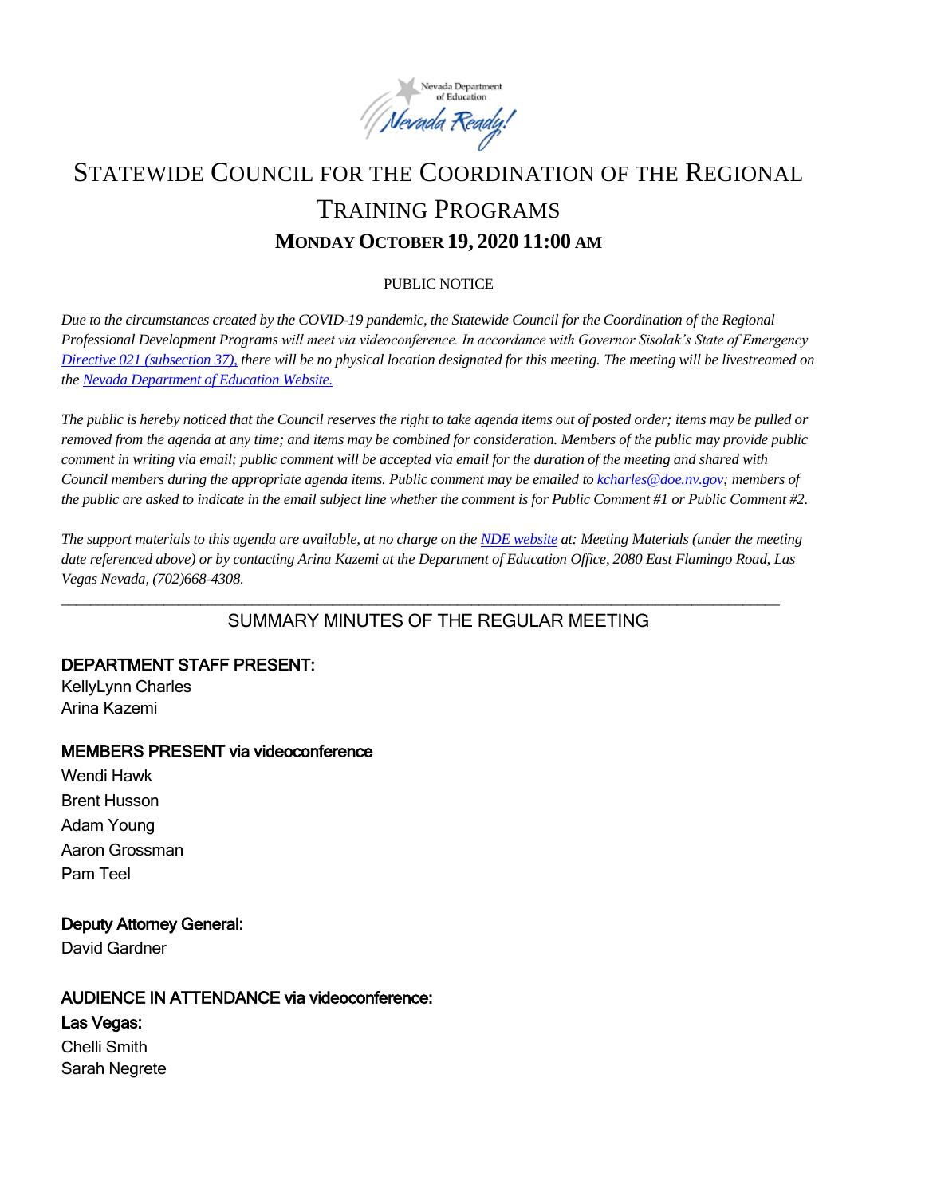# Statewide Council for the Coordination of the Regional Training Programs

## Monday October 19, 2020 11:00 AM

PUBLIC NOTICE

*Due to the circumstances created by the COVID-19 pandemic, the Statewide Council for the Coordination of the Regional Professional Development Programs will meet via videoconference. In accordance with Governor Sisolak's State of Emergency Directive 021 (subsection 37), there will be no physical location designated for this meeting. The meeting will be livestreamed on the Nevada Department of Education Website.*

*The public is hereby noticed that the Council reserves the right to take agenda items out of posted order; items may be pulled or removed from the agenda at any time; and items may be combined for consideration. Members of the public may provide public comment in writing via email; public comment will be accepted via email for the duration of the meeting and shared with Council members during the appropriate agenda items. Public comment may be emailed to kcharles@doe.nv.gov; members of the public are asked to indicate in the email subject line whether the comment is for Public Comment #1 or Public Comment #2.*

*The support materials to this agenda are available, at no charge on the NDE website at: Meeting Materials (under the meeting date referenced above) or by contacting Arina Kazemi at the Department of Education Office, 2080 East Flamingo Road, Las Vegas Nevada, (702)668-4308.*

---

## SUMMARY MINUTES OF THE REGULAR MEETING

**DEPARTMENT STAFF PRESENT:**
KellyLynn Charles
Arina Kazemi

**MEMBERS PRESENT via videoconference**
Wendi Hawk
Brent Husson
Adam Young
Aaron Grossman
Pam Teel

**Deputy Attorney General:**
David Gardner

**AUDIENCE IN ATTENDANCE via videoconference:**
**Las Vegas:**
Chelli Smith
Sarah Negrete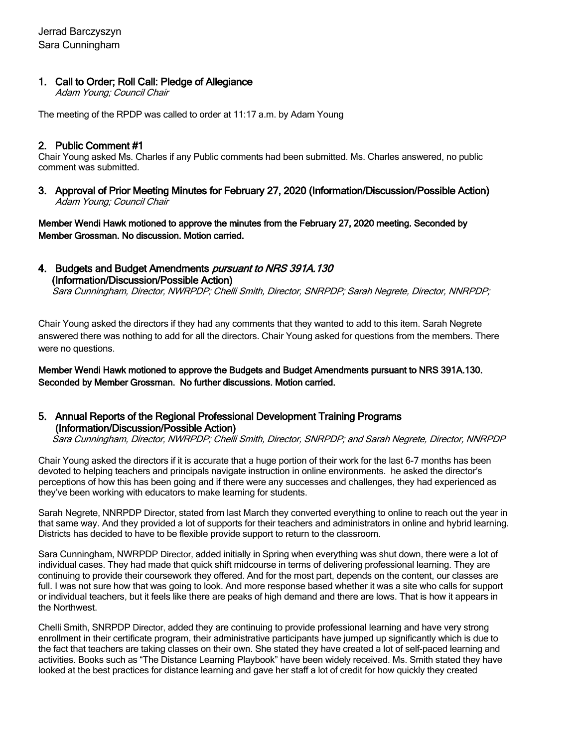Jerrad Barczyszyn
Sara Cunningham

## 1. Call to Order; Roll Call: Pledge of Allegiance

*Adam Young; Council Chair*

The meeting of the RPDP was called to order at 11:17 a.m. by Adam Young

## 2. Public Comment #1

Chair Young asked Ms. Charles if any Public comments had been submitted. Ms. Charles answered, no public comment was submitted.

## 3. Approval of Prior Meeting Minutes for February 27, 2020 (Information/Discussion/Possible Action)

*Adam Young; Council Chair*

**Member Wendi Hawk motioned to approve the minutes from the February 27, 2020 meeting. Seconded by Member Grossman. No discussion. Motion carried.**

## 4. Budgets and Budget Amendments *pursuant to NRS 391A.130* (Information/Discussion/Possible Action)

*Sara Cunningham, Director, NWRPDP; Chelli Smith, Director, SNRPDP; Sarah Negrete, Director, NNRPDP;*

Chair Young asked the directors if they had any comments that they wanted to add to this item. Sarah Negrete answered there was nothing to add for all the directors. Chair Young asked for questions from the members. There were no questions.

**Member Wendi Hawk motioned to approve the Budgets and Budget Amendments pursuant to NRS 391A.130. Seconded by Member Grossman. No further discussions. Motion carried.**

## 5. Annual Reports of the Regional Professional Development Training Programs (Information/Discussion/Possible Action)

*Sara Cunningham, Director, NWRPDP; Chelli Smith, Director, SNRPDP; and Sarah Negrete, Director, NNRPDP*

Chair Young asked the directors if it is accurate that a huge portion of their work for the last 6-7 months has been devoted to helping teachers and principals navigate instruction in online environments. he asked the director's perceptions of how this has been going and if there were any successes and challenges, they had experienced as they've been working with educators to make learning for students.

Sarah Negrete, NNRPDP Director, stated from last March they converted everything to online to reach out the year in that same way. And they provided a lot of supports for their teachers and administrators in online and hybrid learning. Districts has decided to have to be flexible provide support to return to the classroom.

Sara Cunningham, NWRPDP Director, added initially in Spring when everything was shut down, there were a lot of individual cases. They had made that quick shift midcourse in terms of delivering professional learning. They are continuing to provide their coursework they offered. And for the most part, depends on the content, our classes are full. I was not sure how that was going to look. And more response based whether it was a site who calls for support or individual teachers, but it feels like there are peaks of high demand and there are lows. That is how it appears in the Northwest.

Chelli Smith, SNRPDP Director, added they are continuing to provide professional learning and have very strong enrollment in their certificate program, their administrative participants have jumped up significantly which is due to the fact that teachers are taking classes on their own. She stated they have created a lot of self-paced learning and activities. Books such as "The Distance Learning Playbook" have been widely received. Ms. Smith stated they have looked at the best practices for distance learning and gave her staff a lot of credit for how quickly they created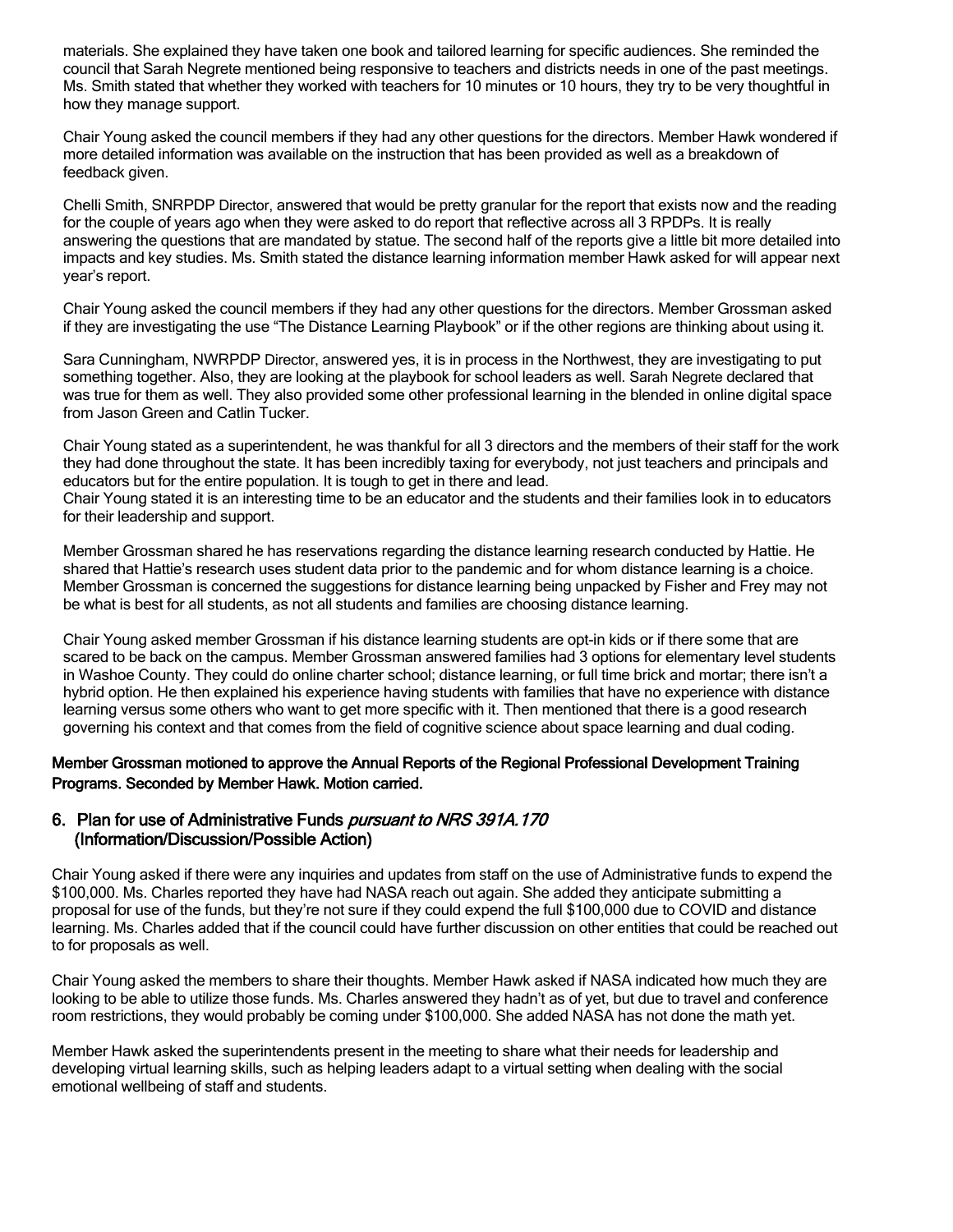materials. She explained they have taken one book and tailored learning for specific audiences. She reminded the council that Sarah Negrete mentioned being responsive to teachers and districts needs in one of the past meetings. Ms. Smith stated that whether they worked with teachers for 10 minutes or 10 hours, they try to be very thoughtful in how they manage support.

Chair Young asked the council members if they had any other questions for the directors. Member Hawk wondered if more detailed information was available on the instruction that has been provided as well as a breakdown of feedback given.

Chelli Smith, SNRPDP Director, answered that would be pretty granular for the report that exists now and the reading for the couple of years ago when they were asked to do report that reflective across all 3 RPDPs. It is really answering the questions that are mandated by statue. The second half of the reports give a little bit more detailed into impacts and key studies. Ms. Smith stated the distance learning information member Hawk asked for will appear next year's report.

Chair Young asked the council members if they had any other questions for the directors. Member Grossman asked if they are investigating the use "The Distance Learning Playbook" or if the other regions are thinking about using it.

Sara Cunningham, NWRPDP Director, answered yes, it is in process in the Northwest, they are investigating to put something together. Also, they are looking at the playbook for school leaders as well. Sarah Negrete declared that was true for them as well. They also provided some other professional learning in the blended in online digital space from Jason Green and Catlin Tucker.

Chair Young stated as a superintendent, he was thankful for all 3 directors and the members of their staff for the work they had done throughout the state. It has been incredibly taxing for everybody, not just teachers and principals and educators but for the entire population. It is tough to get in there and lead.
Chair Young stated it is an interesting time to be an educator and the students and their families look in to educators for their leadership and support.

Member Grossman shared he has reservations regarding the distance learning research conducted by Hattie. He shared that Hattie's research uses student data prior to the pandemic and for whom distance learning is a choice. Member Grossman is concerned the suggestions for distance learning being unpacked by Fisher and Frey may not be what is best for all students, as not all students and families are choosing distance learning.

Chair Young asked member Grossman if his distance learning students are opt-in kids or if there some that are scared to be back on the campus. Member Grossman answered families had 3 options for elementary level students in Washoe County. They could do online charter school; distance learning, or full time brick and mortar; there isn't a hybrid option. He then explained his experience having students with families that have no experience with distance learning versus some others who want to get more specific with it. Then mentioned that there is a good research governing his context and that comes from the field of cognitive science about space learning and dual coding.

**Member Grossman motioned to approve the Annual Reports of the Regional Professional Development Training Programs. Seconded by Member Hawk. Motion carried.**

## 6. Plan for use of Administrative Funds *pursuant to NRS 391A.170* (Information/Discussion/Possible Action)

Chair Young asked if there were any inquiries and updates from staff on the use of Administrative funds to expend the $100,000. Ms. Charles reported they have had NASA reach out again. She added they anticipate submitting a proposal for use of the funds, but they're not sure if they could expend the full $100,000 due to COVID and distance learning. Ms. Charles added that if the council could have further discussion on other entities that could be reached out to for proposals as well.

Chair Young asked the members to share their thoughts. Member Hawk asked if NASA indicated how much they are looking to be able to utilize those funds. Ms. Charles answered they hadn't as of yet, but due to travel and conference room restrictions, they would probably be coming under $100,000. She added NASA has not done the math yet.

Member Hawk asked the superintendents present in the meeting to share what their needs for leadership and developing virtual learning skills, such as helping leaders adapt to a virtual setting when dealing with the social emotional wellbeing of staff and students.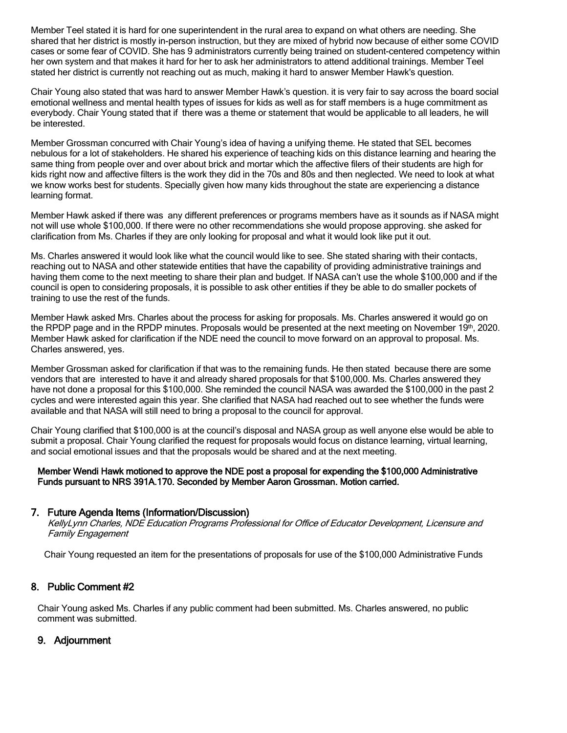Member Teel stated it is hard for one superintendent in the rural area to expand on what others are needing. She shared that her district is mostly in-person instruction, but they are mixed of hybrid now because of either some COVID cases or some fear of COVID. She has 9 administrators currently being trained on student-centered competency within her own system and that makes it hard for her to ask her administrators to attend additional trainings. Member Teel stated her district is currently not reaching out as much, making it hard to answer Member Hawk's question.

Chair Young also stated that was hard to answer Member Hawk's question. it is very fair to say across the board social emotional wellness and mental health types of issues for kids as well as for staff members is a huge commitment as everybody. Chair Young stated that if there was a theme or statement that would be applicable to all leaders, he will be interested.

Member Grossman concurred with Chair Young's idea of having a unifying theme. He stated that SEL becomes nebulous for a lot of stakeholders. He shared his experience of teaching kids on this distance learning and hearing the same thing from people over and over about brick and mortar which the affective filers of their students are high for kids right now and affective filters is the work they did in the 70s and 80s and then neglected. We need to look at what we know works best for students. Specially given how many kids throughout the state are experiencing a distance learning format.

Member Hawk asked if there was any different preferences or programs members have as it sounds as if NASA might not will use whole $100,000. If there were no other recommendations she would propose approving. she asked for clarification from Ms. Charles if they are only looking for proposal and what it would look like put it out.

Ms. Charles answered it would look like what the council would like to see. She stated sharing with their contacts, reaching out to NASA and other statewide entities that have the capability of providing administrative trainings and having them come to the next meeting to share their plan and budget. If NASA can't use the whole $100,000 and if the council is open to considering proposals, it is possible to ask other entities if they be able to do smaller pockets of training to use the rest of the funds.

Member Hawk asked Mrs. Charles about the process for asking for proposals. Ms. Charles answered it would go on the RPDP page and in the RPDP minutes. Proposals would be presented at the next meeting on November 19th, 2020. Member Hawk asked for clarification if the NDE need the council to move forward on an approval to proposal. Ms. Charles answered, yes.

Member Grossman asked for clarification if that was to the remaining funds. He then stated because there are some vendors that are interested to have it and already shared proposals for that $100,000. Ms. Charles answered they have not done a proposal for this $100,000. She reminded the council NASA was awarded the $100,000 in the past 2 cycles and were interested again this year. She clarified that NASA had reached out to see whether the funds were available and that NASA will still need to bring a proposal to the council for approval.

Chair Young clarified that $100,000 is at the council's disposal and NASA group as well anyone else would be able to submit a proposal. Chair Young clarified the request for proposals would focus on distance learning, virtual learning, and social emotional issues and that the proposals would be shared and at the next meeting.

**Member Wendi Hawk motioned to approve the NDE post a proposal for expending the $100,000 Administrative Funds pursuant to NRS 391A.170. Seconded by Member Aaron Grossman. Motion carried.**

## 7. Future Agenda Items (Information/Discussion)

*KellyLynn Charles, NDE Education Programs Professional for Office of Educator Development, Licensure and Family Engagement*

Chair Young requested an item for the presentations of proposals for use of the $100,000 Administrative Funds

## 8. Public Comment #2

Chair Young asked Ms. Charles if any public comment had been submitted. Ms. Charles answered, no public comment was submitted.

## 9. Adjournment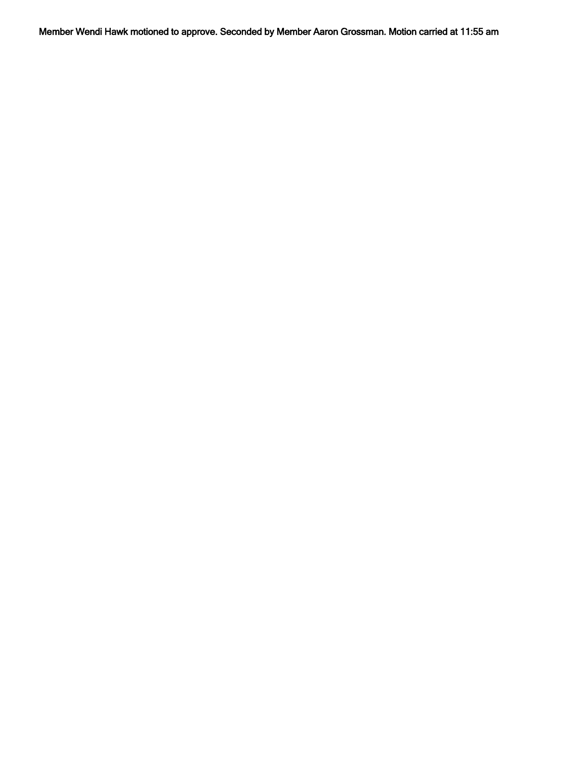Member Wendi Hawk motioned to approve. Seconded by Member Aaron Grossman. Motion carried at 11:55 am